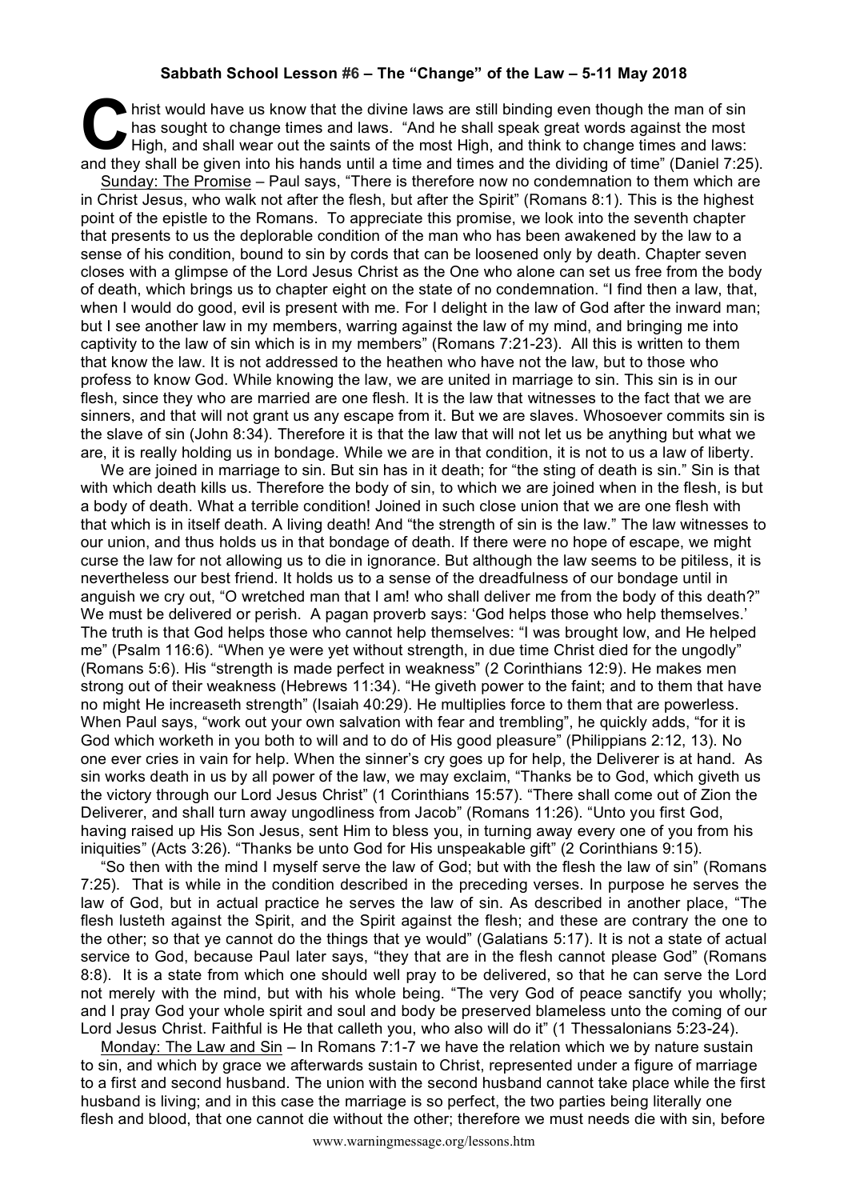**Sabbath School Lesson #6 – The "Change" of the Law – 5-11 May 2018**

Christ would have us know that the divine laws are still binding even though the man of sin has sought to change times and laws. "And he shall speak great words against the most High, and shall wear out the saints of the most High, and think to change times and laws: and they shall be given into his hands until a time and times and the dividing of time" (Daniel 7:25).

Sunday: The Promise – Paul says, "There is therefore now no condemnation to them which are in Christ Jesus, who walk not after the flesh, but after the Spirit" (Romans 8:1). This is the highest point of the epistle to the Romans. To appreciate this promise, we look into the seventh chapter that presents to us the deplorable condition of the man who has been awakened by the law to a sense of his condition, bound to sin by cords that can be loosened only by death. Chapter seven closes with a glimpse of the Lord Jesus Christ as the One who alone can set us free from the body of death, which brings us to chapter eight on the state of no condemnation. "I find then a law, that, when I would do good, evil is present with me. For I delight in the law of God after the inward man; but I see another law in my members, warring against the law of my mind, and bringing me into captivity to the law of sin which is in my members" (Romans 7:21-23). All this is written to them that know the law. It is not addressed to the heathen who have not the law, but to those who profess to know God. While knowing the law, we are united in marriage to sin. This sin is in our flesh, since they who are married are one flesh. It is the law that witnesses to the fact that we are sinners, and that will not grant us any escape from it. But we are slaves. Whosoever commits sin is the slave of sin (John 8:34). Therefore it is that the law that will not let us be anything but what we are, it is really holding us in bondage. While we are in that condition, it is not to us a law of liberty.

We are joined in marriage to sin. But sin has in it death; for "the sting of death is sin." Sin is that with which death kills us. Therefore the body of sin, to which we are joined when in the flesh, is but a body of death. What a terrible condition! Joined in such close union that we are one flesh with that which is in itself death. A living death! And "the strength of sin is the law." The law witnesses to our union, and thus holds us in that bondage of death. If there were no hope of escape, we might curse the law for not allowing us to die in ignorance. But although the law seems to be pitiless, it is nevertheless our best friend. It holds us to a sense of the dreadfulness of our bondage until in anguish we cry out, "O wretched man that I am! who shall deliver me from the body of this death?" We must be delivered or perish. A pagan proverb says: 'God helps those who help themselves.' The truth is that God helps those who cannot help themselves: "I was brought low, and He helped me" (Psalm 116:6). "When ye were yet without strength, in due time Christ died for the ungodly" (Romans 5:6). His "strength is made perfect in weakness" (2 Corinthians 12:9). He makes men strong out of their weakness (Hebrews 11:34). "He giveth power to the faint; and to them that have no might He increaseth strength" (Isaiah 40:29). He multiplies force to them that are powerless. When Paul says, "work out your own salvation with fear and trembling", he quickly adds, "for it is God which worketh in you both to will and to do of His good pleasure" (Philippians 2:12, 13). No one ever cries in vain for help. When the sinner's cry goes up for help, the Deliverer is at hand. As sin works death in us by all power of the law, we may exclaim, "Thanks be to God, which giveth us the victory through our Lord Jesus Christ" (1 Corinthians 15:57). "There shall come out of Zion the Deliverer, and shall turn away ungodliness from Jacob" (Romans 11:26). "Unto you first God, having raised up His Son Jesus, sent Him to bless you, in turning away every one of you from his iniquities" (Acts 3:26). "Thanks be unto God for His unspeakable gift" (2 Corinthians 9:15).

"So then with the mind I myself serve the law of God; but with the flesh the law of sin" (Romans 7:25). That is while in the condition described in the preceding verses. In purpose he serves the law of God, but in actual practice he serves the law of sin. As described in another place, "The flesh lusteth against the Spirit, and the Spirit against the flesh; and these are contrary the one to the other; so that ye cannot do the things that ye would" (Galatians 5:17). It is not a state of actual service to God, because Paul later says, "they that are in the flesh cannot please God" (Romans 8:8). It is a state from which one should well pray to be delivered, so that he can serve the Lord not merely with the mind, but with his whole being. "The very God of peace sanctify you wholly; and I pray God your whole spirit and soul and body be preserved blameless unto the coming of our Lord Jesus Christ. Faithful is He that calleth you, who also will do it" (1 Thessalonians 5:23-24).

Monday: The Law and Sin – In Romans 7:1-7 we have the relation which we by nature sustain to sin, and which by grace we afterwards sustain to Christ, represented under a figure of marriage to a first and second husband. The union with the second husband cannot take place while the first husband is living; and in this case the marriage is so perfect, the two parties being literally one flesh and blood, that one cannot die without the other; therefore we must needs die with sin, before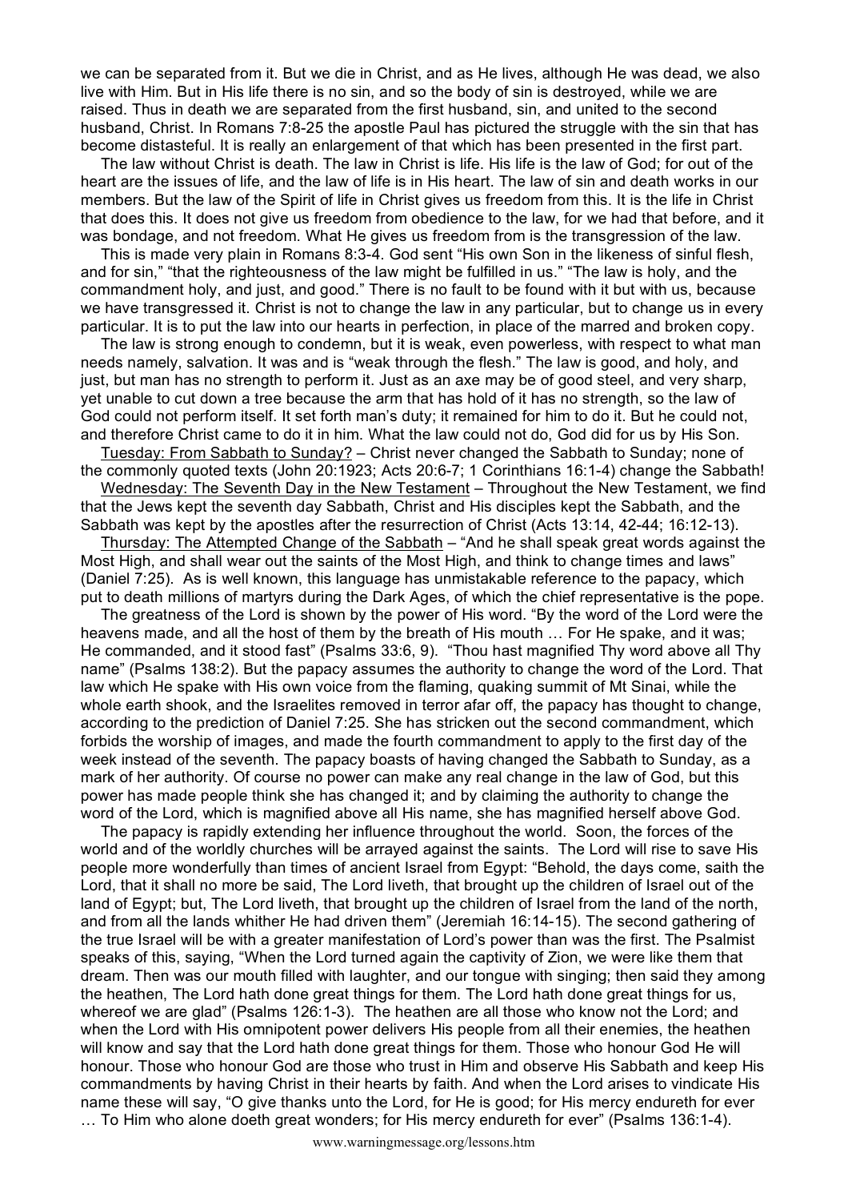we can be separated from it. But we die in Christ, and as He lives, although He was dead, we also live with Him. But in His life there is no sin, and so the body of sin is destroyed, while we are raised. Thus in death we are separated from the first husband, sin, and united to the second husband, Christ. In Romans 7:8-25 the apostle Paul has pictured the struggle with the sin that has become distasteful. It is really an enlargement of that which has been presented in the first part.

The law without Christ is death. The law in Christ is life. His life is the law of God; for out of the heart are the issues of life, and the law of life is in His heart. The law of sin and death works in our members. But the law of the Spirit of life in Christ gives us freedom from this. It is the life in Christ that does this. It does not give us freedom from obedience to the law, for we had that before, and it was bondage, and not freedom. What He gives us freedom from is the transgression of the law.

This is made very plain in Romans 8:3-4. God sent "His own Son in the likeness of sinful flesh, and for sin," "that the righteousness of the law might be fulfilled in us." "The law is holy, and the commandment holy, and just, and good." There is no fault to be found with it but with us, because we have transgressed it. Christ is not to change the law in any particular, but to change us in every particular. It is to put the law into our hearts in perfection, in place of the marred and broken copy.

The law is strong enough to condemn, but it is weak, even powerless, with respect to what man needs namely, salvation. It was and is "weak through the flesh." The law is good, and holy, and just, but man has no strength to perform it. Just as an axe may be of good steel, and very sharp, yet unable to cut down a tree because the arm that has hold of it has no strength, so the law of God could not perform itself. It set forth man's duty; it remained for him to do it. But he could not, and therefore Christ came to do it in him. What the law could not do, God did for us by His Son.

Tuesday: From Sabbath to Sunday? – Christ never changed the Sabbath to Sunday; none of the commonly quoted texts (John 20:1923; Acts 20:6-7; 1 Corinthians 16:1-4) change the Sabbath!

Wednesday: The Seventh Day in the New Testament – Throughout the New Testament, we find that the Jews kept the seventh day Sabbath, Christ and His disciples kept the Sabbath, and the Sabbath was kept by the apostles after the resurrection of Christ (Acts 13:14, 42-44; 16:12-13).

Thursday: The Attempted Change of the Sabbath – "And he shall speak great words against the Most High, and shall wear out the saints of the Most High, and think to change times and laws" (Daniel 7:25). As is well known, this language has unmistakable reference to the papacy, which put to death millions of martyrs during the Dark Ages, of which the chief representative is the pope.

The greatness of the Lord is shown by the power of His word. "By the word of the Lord were the heavens made, and all the host of them by the breath of His mouth … For He spake, and it was; He commanded, and it stood fast" (Psalms 33:6, 9). "Thou hast magnified Thy word above all Thy name" (Psalms 138:2). But the papacy assumes the authority to change the word of the Lord. That law which He spake with His own voice from the flaming, quaking summit of Mt Sinai, while the whole earth shook, and the Israelites removed in terror afar off, the papacy has thought to change, according to the prediction of Daniel 7:25. She has stricken out the second commandment, which forbids the worship of images, and made the fourth commandment to apply to the first day of the week instead of the seventh. The papacy boasts of having changed the Sabbath to Sunday, as a mark of her authority. Of course no power can make any real change in the law of God, but this power has made people think she has changed it; and by claiming the authority to change the word of the Lord, which is magnified above all His name, she has magnified herself above God.

The papacy is rapidly extending her influence throughout the world. Soon, the forces of the world and of the worldly churches will be arrayed against the saints. The Lord will rise to save His people more wonderfully than times of ancient Israel from Egypt: "Behold, the days come, saith the Lord, that it shall no more be said, The Lord liveth, that brought up the children of Israel out of the land of Egypt; but, The Lord liveth, that brought up the children of Israel from the land of the north, and from all the lands whither He had driven them" (Jeremiah 16:14-15). The second gathering of the true Israel will be with a greater manifestation of Lord's power than was the first. The Psalmist speaks of this, saying, "When the Lord turned again the captivity of Zion, we were like them that dream. Then was our mouth filled with laughter, and our tongue with singing; then said they among the heathen, The Lord hath done great things for them. The Lord hath done great things for us, whereof we are glad" (Psalms 126:1-3). The heathen are all those who know not the Lord; and when the Lord with His omnipotent power delivers His people from all their enemies, the heathen will know and say that the Lord hath done great things for them. Those who honour God He will honour. Those who honour God are those who trust in Him and observe His Sabbath and keep His commandments by having Christ in their hearts by faith. And when the Lord arises to vindicate His name these will say, "O give thanks unto the Lord, for He is good; for His mercy endureth for ever … To Him who alone doeth great wonders; for His mercy endureth for ever" (Psalms 136:1-4).

www.warningmessage.org/lessons.htm